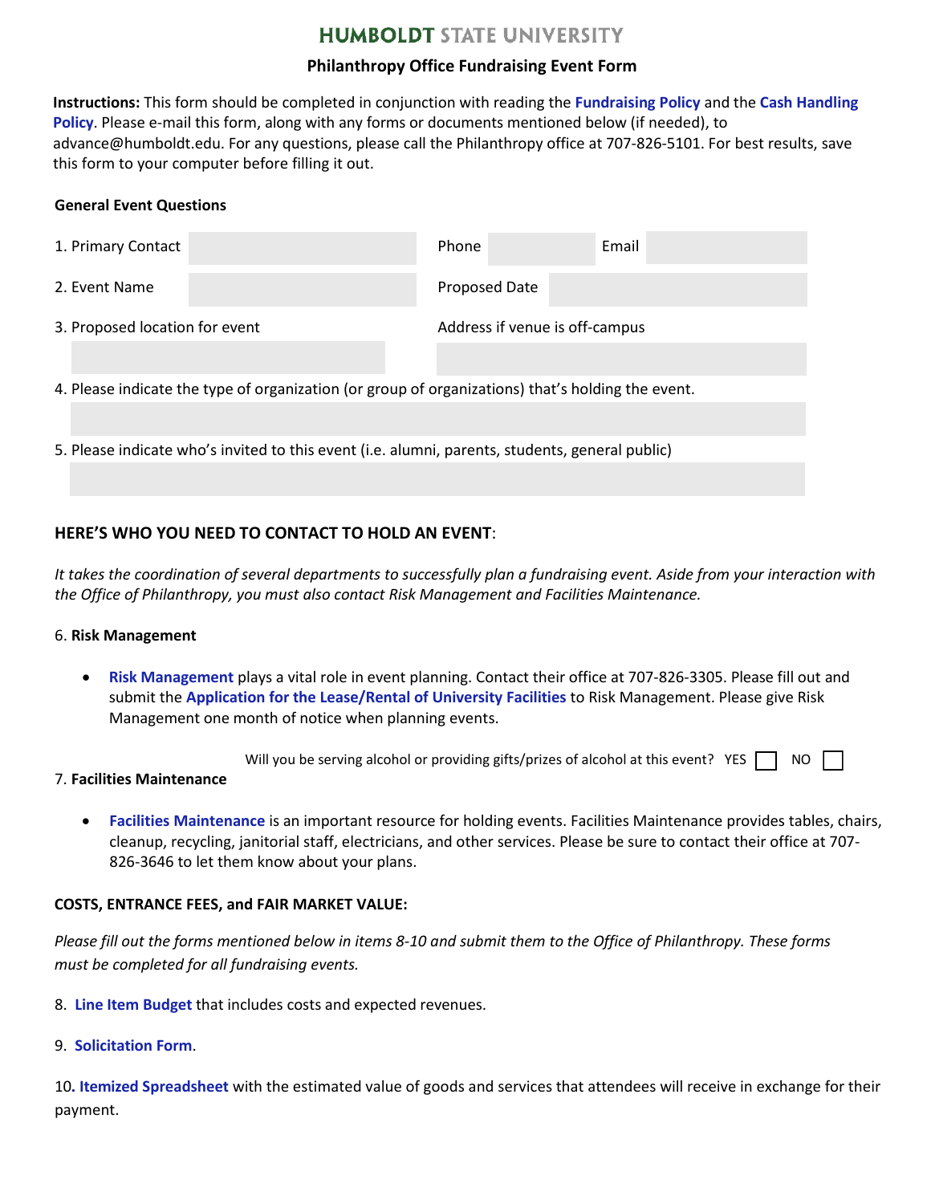# HUMBOLDT STATE UNIVERSITY

## Philanthropy Office Fundraising Event Form

**Instructions:** This form should be completed in conjunction with reading the **Fundraising Policy** and the **Cash Handling Policy**. Please e-mail this form, along with any forms or documents mentioned below (if needed), to advance@humboldt.edu. For any questions, please call the Philanthropy office at 707-826-5101. For best results, save this form to your computer before filling it out.

### General Event Questions

1. Primary Contact ______ Phone ______ Email ______

2. Event Name ______ Proposed Date ______

3. Proposed location for event ______ Address if venue is off-campus ______

4. Please indicate the type of organization (or group of organizations) that's holding the event.

______

5. Please indicate who's invited to this event (i.e. alumni, parents, students, general public)

______

### HERE'S WHO YOU NEED TO CONTACT TO HOLD AN EVENT:

*It takes the coordination of several departments to successfully plan a fundraising event. Aside from your interaction with the Office of Philanthropy, you must also contact Risk Management and Facilities Maintenance.*

6. **Risk Management**

- **Risk Management** plays a vital role in event planning. Contact their office at 707-826-3305. Please fill out and submit the **Application for the Lease/Rental of University Facilities** to Risk Management. Please give Risk Management one month of notice when planning events.

Will you be serving alcohol or providing gifts/prizes of alcohol at this event? YES ☐ NO ☐

7. **Facilities Maintenance**

- **Facilities Maintenance** is an important resource for holding events. Facilities Maintenance provides tables, chairs, cleanup, recycling, janitorial staff, electricians, and other services. Please be sure to contact their office at 707-826-3646 to let them know about your plans.

### COSTS, ENTRANCE FEES, and FAIR MARKET VALUE:

*Please fill out the forms mentioned below in items 8-10 and submit them to the Office of Philanthropy. These forms must be completed for all fundraising events.*

8. **Line Item Budget** that includes costs and expected revenues.

9. **Solicitation Form**.

10. **Itemized Spreadsheet** with the estimated value of goods and services that attendees will receive in exchange for their payment.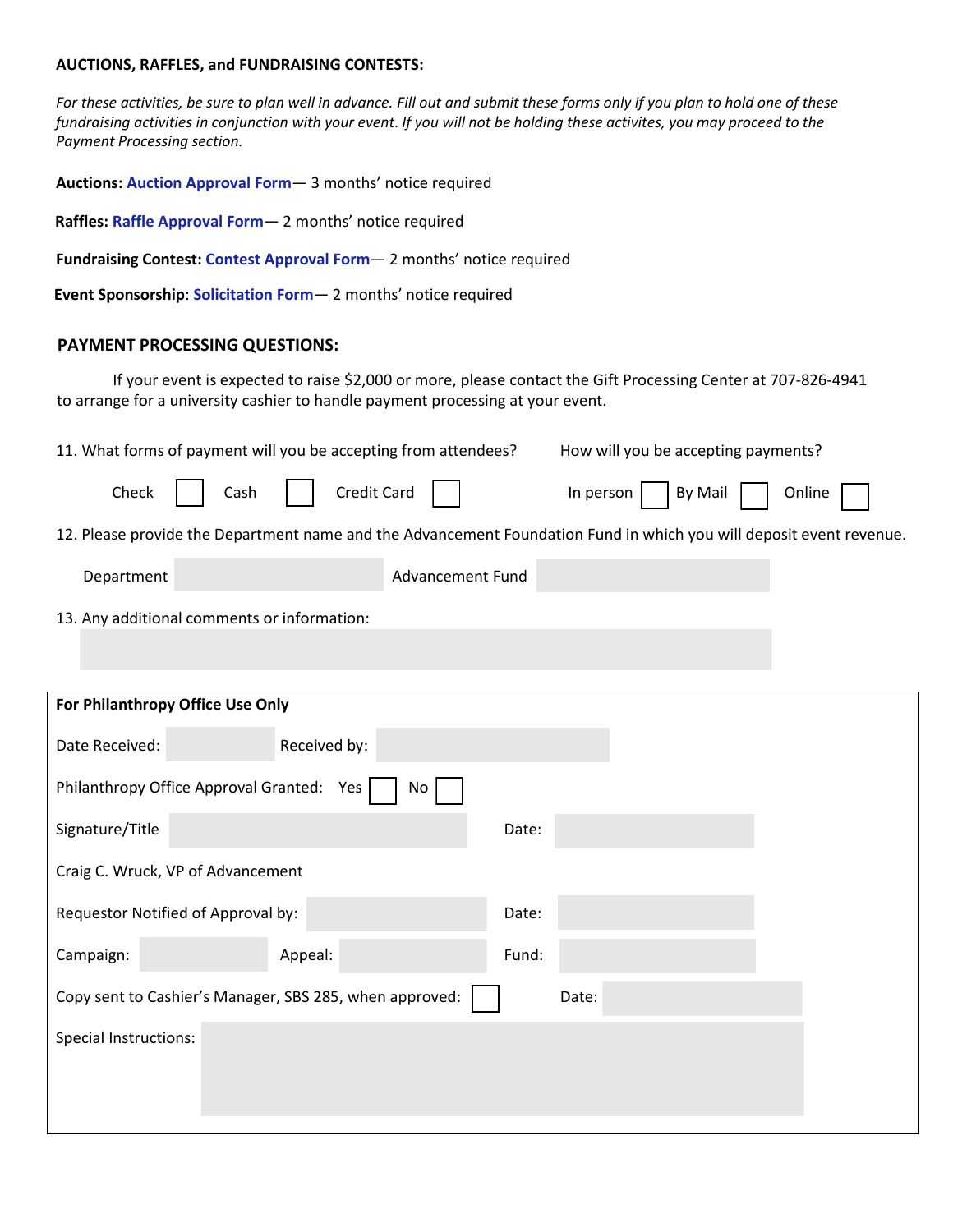**AUCTIONS, RAFFLES, and FUNDRAISING CONTESTS:**

*For these activities, be sure to plan well in advance. Fill out and submit these forms only if you plan to hold one of these fundraising activities in conjunction with your event. If you will not be holding these activites, you may proceed to the Payment Processing section.*

**Auctions:** **Auction Approval Form**— 3 months' notice required

**Raffles:** **Raffle Approval Form**— 2 months' notice required

**Fundraising Contest:** **Contest Approval Form**— 2 months' notice required

**Event Sponsorship**: **Solicitation Form**— 2 months' notice required

**PAYMENT PROCESSING QUESTIONS:**

If your event is expected to raise $2,000 or more, please contact the Gift Processing Center at 707-826-4941 to arrange for a university cashier to handle payment processing at your event.

11. What forms of payment will you be accepting from attendees?

Check ☐ Cash ☐ Credit Card ☐

How will you be accepting payments?

In person ☐ By Mail ☐ Online ☐

12. Please provide the Department name and the Advancement Foundation Fund in which you will deposit event revenue.

Department ______ Advancement Fund ______

13. Any additional comments or information:

______

**For Philanthropy Office Use Only**

Date Received: ______ Received by: ______

Philanthropy Office Approval Granted: Yes ☐ No ☐

Signature/Title ______ Date: ______

Craig C. Wruck, VP of Advancement

Requestor Notified of Approval by: ______ Date: ______

Campaign: ______ Appeal: ______ Fund: ______

Copy sent to Cashier's Manager, SBS 285, when approved: ☐ Date: ______

Special Instructions: ______